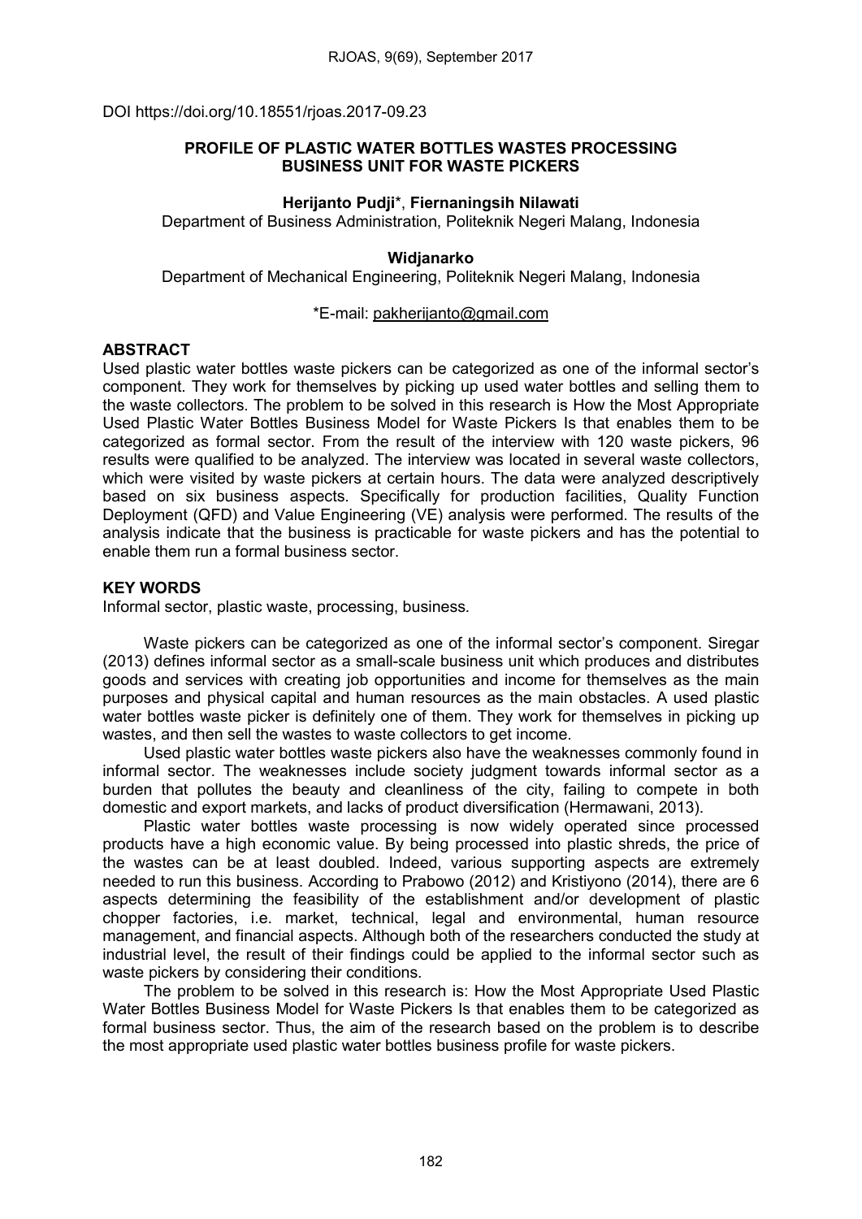DOI https://doi.org/10.18551/rjoas.2017-09.23

# PROFILE OF PLASTIC WATER BOTTLES WASTES PROCESSING BUSINESS UNIT FOR WASTE PICKERS

**Herijanto Pudji***, **Fiernaningsih Nilawati**

Department of Business Administration, Politeknik Negeri Malang, Indonesia

**Widjanarko**

Department of Mechanical Engineering, Politeknik Negeri Malang, Indonesia

*E-mail: pakherijanto@gmail.com

## ABSTRACT

Used plastic water bottles waste pickers can be categorized as one of the informal sector's component. They work for themselves by picking up used water bottles and selling them to the waste collectors. The problem to be solved in this research is How the Most Appropriate Used Plastic Water Bottles Business Model for Waste Pickers Is that enables them to be categorized as formal sector. From the result of the interview with 120 waste pickers, 96 results were qualified to be analyzed. The interview was located in several waste collectors, which were visited by waste pickers at certain hours. The data were analyzed descriptively based on six business aspects. Specifically for production facilities, Quality Function Deployment (QFD) and Value Engineering (VE) analysis were performed. The results of the analysis indicate that the business is practicable for waste pickers and has the potential to enable them run a formal business sector.

## KEY WORDS

Informal sector, plastic waste, processing, business.

Waste pickers can be categorized as one of the informal sector's component. Siregar (2013) defines informal sector as a small-scale business unit which produces and distributes goods and services with creating job opportunities and income for themselves as the main purposes and physical capital and human resources as the main obstacles. A used plastic water bottles waste picker is definitely one of them. They work for themselves in picking up wastes, and then sell the wastes to waste collectors to get income.

Used plastic water bottles waste pickers also have the weaknesses commonly found in informal sector. The weaknesses include society judgment towards informal sector as a burden that pollutes the beauty and cleanliness of the city, failing to compete in both domestic and export markets, and lacks of product diversification (Hermawani, 2013).

Plastic water bottles waste processing is now widely operated since processed products have a high economic value. By being processed into plastic shreds, the price of the wastes can be at least doubled. Indeed, various supporting aspects are extremely needed to run this business. According to Prabowo (2012) and Kristiyono (2014), there are 6 aspects determining the feasibility of the establishment and/or development of plastic chopper factories, i.e. market, technical, legal and environmental, human resource management, and financial aspects. Although both of the researchers conducted the study at industrial level, the result of their findings could be applied to the informal sector such as waste pickers by considering their conditions.

The problem to be solved in this research is: How the Most Appropriate Used Plastic Water Bottles Business Model for Waste Pickers Is that enables them to be categorized as formal business sector. Thus, the aim of the research based on the problem is to describe the most appropriate used plastic water bottles business profile for waste pickers.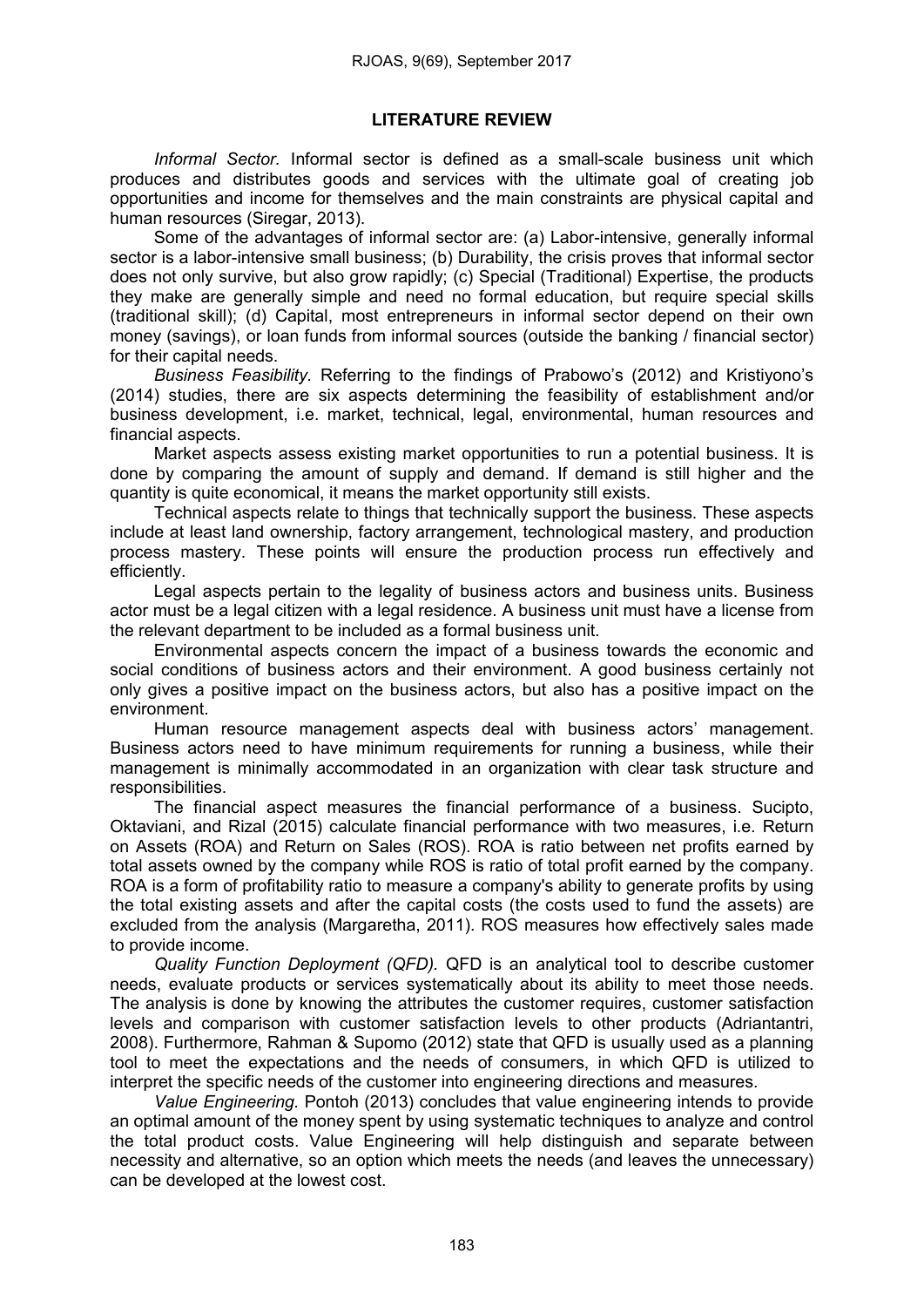## LITERATURE REVIEW

*Informal Sector.* Informal sector is defined as a small-scale business unit which produces and distributes goods and services with the ultimate goal of creating job opportunities and income for themselves and the main constraints are physical capital and human resources (Siregar, 2013).

Some of the advantages of informal sector are: (a) Labor-intensive, generally informal sector is a labor-intensive small business; (b) Durability, the crisis proves that informal sector does not only survive, but also grow rapidly; (c) Special (Traditional) Expertise, the products they make are generally simple and need no formal education, but require special skills (traditional skill); (d) Capital, most entrepreneurs in informal sector depend on their own money (savings), or loan funds from informal sources (outside the banking / financial sector) for their capital needs.

*Business Feasibility.* Referring to the findings of Prabowo's (2012) and Kristiyono's (2014) studies, there are six aspects determining the feasibility of establishment and/or business development, i.e. market, technical, legal, environmental, human resources and financial aspects.

Market aspects assess existing market opportunities to run a potential business. It is done by comparing the amount of supply and demand. If demand is still higher and the quantity is quite economical, it means the market opportunity still exists.

Technical aspects relate to things that technically support the business. These aspects include at least land ownership, factory arrangement, technological mastery, and production process mastery. These points will ensure the production process run effectively and efficiently.

Legal aspects pertain to the legality of business actors and business units. Business actor must be a legal citizen with a legal residence. A business unit must have a license from the relevant department to be included as a formal business unit.

Environmental aspects concern the impact of a business towards the economic and social conditions of business actors and their environment. A good business certainly not only gives a positive impact on the business actors, but also has a positive impact on the environment.

Human resource management aspects deal with business actors' management. Business actors need to have minimum requirements for running a business, while their management is minimally accommodated in an organization with clear task structure and responsibilities.

The financial aspect measures the financial performance of a business. Sucipto, Oktaviani, and Rizal (2015) calculate financial performance with two measures, i.e. Return on Assets (ROA) and Return on Sales (ROS). ROA is ratio between net profits earned by total assets owned by the company while ROS is ratio of total profit earned by the company. ROA is a form of profitability ratio to measure a company's ability to generate profits by using the total existing assets and after the capital costs (the costs used to fund the assets) are excluded from the analysis (Margaretha, 2011). ROS measures how effectively sales made to provide income.

*Quality Function Deployment (QFD).* QFD is an analytical tool to describe customer needs, evaluate products or services systematically about its ability to meet those needs. The analysis is done by knowing the attributes the customer requires, customer satisfaction levels and comparison with customer satisfaction levels to other products (Adriantantri, 2008). Furthermore, Rahman & Supomo (2012) state that QFD is usually used as a planning tool to meet the expectations and the needs of consumers, in which QFD is utilized to interpret the specific needs of the customer into engineering directions and measures.

*Value Engineering.* Pontoh (2013) concludes that value engineering intends to provide an optimal amount of the money spent by using systematic techniques to analyze and control the total product costs. Value Engineering will help distinguish and separate between necessity and alternative, so an option which meets the needs (and leaves the unnecessary) can be developed at the lowest cost.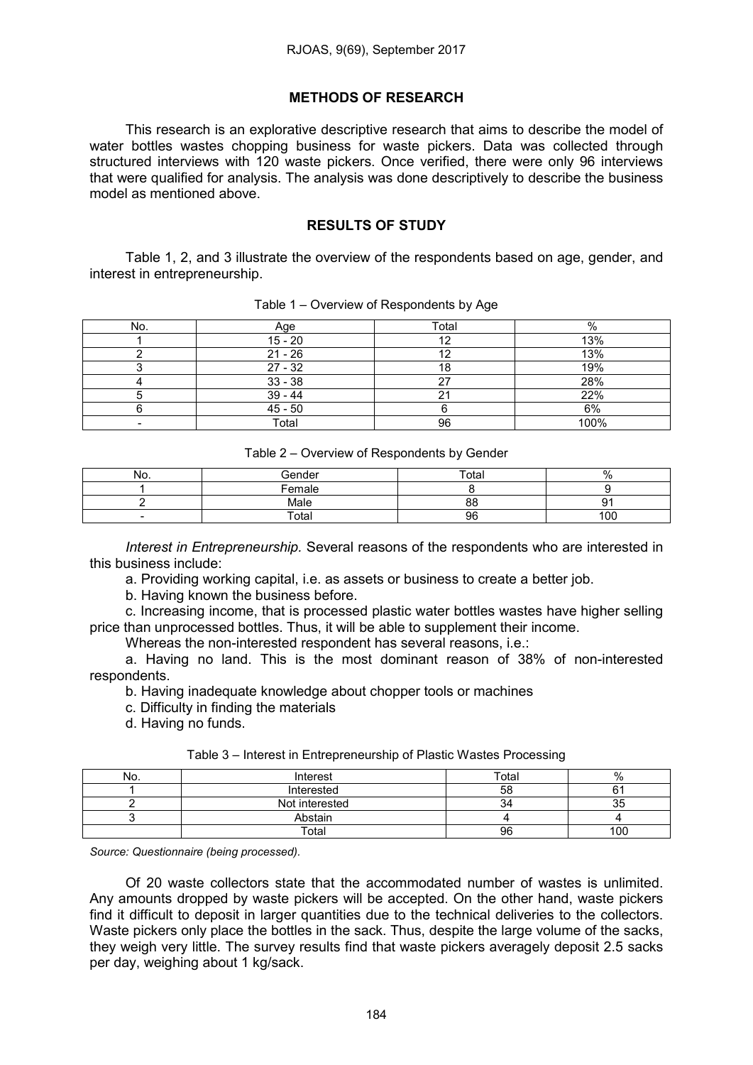## METHODS OF RESEARCH

This research is an explorative descriptive research that aims to describe the model of water bottles wastes chopping business for waste pickers. Data was collected through structured interviews with 120 waste pickers. Once verified, there were only 96 interviews that were qualified for analysis. The analysis was done descriptively to describe the business model as mentioned above.

## RESULTS OF STUDY

Table 1, 2, and 3 illustrate the overview of the respondents based on age, gender, and interest in entrepreneurship.

Table 1 – Overview of Respondents by Age

| No. | Age | Total | % |
|---|---|---|---|
| 1 | 15 - 20 | 12 | 13% |
| 2 | 21 - 26 | 12 | 13% |
| 3 | 27 - 32 | 18 | 19% |
| 4 | 33 - 38 | 27 | 28% |
| 5 | 39 - 44 | 21 | 22% |
| 6 | 45 - 50 | 6 | 6% |
| - | Total | 96 | 100% |

Table 2 – Overview of Respondents by Gender

| No. | Gender | Total | % |
|---|---|---|---|
| 1 | Female | 8 | 9 |
| 2 | Male | 88 | 91 |
| - | Total | 96 | 100 |

*Interest in Entrepreneurship.* Several reasons of the respondents who are interested in this business include:

a. Providing working capital, i.e. as assets or business to create a better job.

b. Having known the business before.

c. Increasing income, that is processed plastic water bottles wastes have higher selling price than unprocessed bottles. Thus, it will be able to supplement their income.

Whereas the non-interested respondent has several reasons, i.e.:

a. Having no land. This is the most dominant reason of 38% of non-interested respondents.

b. Having inadequate knowledge about chopper tools or machines

c. Difficulty in finding the materials

d. Having no funds.

Table 3 – Interest in Entrepreneurship of Plastic Wastes Processing

| No. | Interest | Total | % |
|---|---|---|---|
| 1 | Interested | 58 | 61 |
| 2 | Not interested | 34 | 35 |
| 3 | Abstain | 4 | 4 |
| | Total | 96 | 100 |

*Source: Questionnaire (being processed).*

Of 20 waste collectors state that the accommodated number of wastes is unlimited. Any amounts dropped by waste pickers will be accepted. On the other hand, waste pickers find it difficult to deposit in larger quantities due to the technical deliveries to the collectors. Waste pickers only place the bottles in the sack. Thus, despite the large volume of the sacks, they weigh very little. The survey results find that waste pickers averagely deposit 2.5 sacks per day, weighing about 1 kg/sack.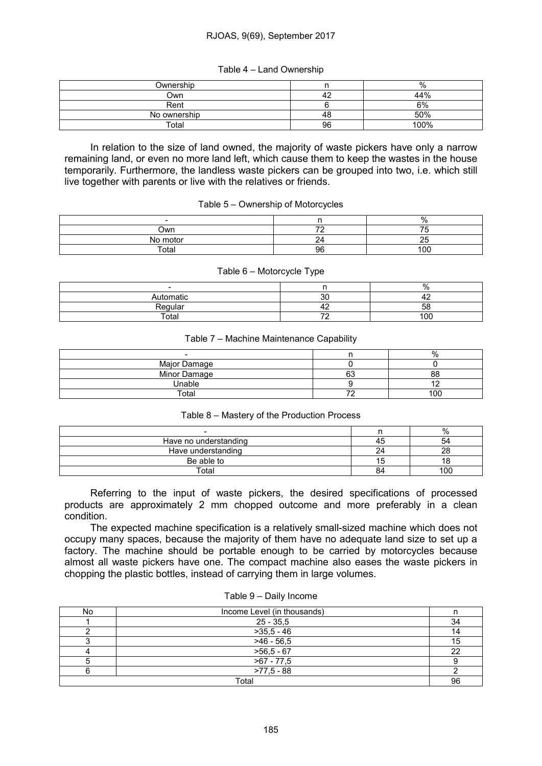Table 4 – Land Ownership

| Ownership | n | % |
|---|---|---|
| Own | 42 | 44% |
| Rent | 6 | 6% |
| No ownership | 48 | 50% |
| Total | 96 | 100% |

In relation to the size of land owned, the majority of waste pickers have only a narrow remaining land, or even no more land left, which cause them to keep the wastes in the house temporarily. Furthermore, the landless waste pickers can be grouped into two, i.e. which still live together with parents or live with the relatives or friends.

Table 5 – Ownership of Motorcycles

| - | n | % |
|---|---|---|
| Own | 72 | 75 |
| No motor | 24 | 25 |
| Total | 96 | 100 |

Table 6 – Motorcycle Type

| - | n | % |
|---|---|---|
| Automatic | 30 | 42 |
| Regular | 42 | 58 |
| Total | 72 | 100 |

Table 7 – Machine Maintenance Capability

| - | n | % |
|---|---|---|
| Major Damage | 0 | 0 |
| Minor Damage | 63 | 88 |
| Unable | 9 | 12 |
| Total | 72 | 100 |

Table 8 – Mastery of the Production Process

| - | n | % |
|---|---|---|
| Have no understanding | 45 | 54 |
| Have understanding | 24 | 28 |
| Be able to | 15 | 18 |
| Total | 84 | 100 |

Referring to the input of waste pickers, the desired specifications of processed products are approximately 2 mm chopped outcome and more preferably in a clean condition.

The expected machine specification is a relatively small-sized machine which does not occupy many spaces, because the majority of them have no adequate land size to set up a factory. The machine should be portable enough to be carried by motorcycles because almost all waste pickers have one. The compact machine also eases the waste pickers in chopping the plastic bottles, instead of carrying them in large volumes.

Table 9 – Daily Income

| No | Income Level (in thousands) | n |
|---|---|---|
| 1 | 25 - 35,5 | 34 |
| 2 | >35,5 - 46 | 14 |
| 3 | >46 - 56,5 | 15 |
| 4 | >56,5 - 67 | 22 |
| 5 | >67 - 77,5 | 9 |
| 6 | >77,5 - 88 | 2 |
| Total | | 96 |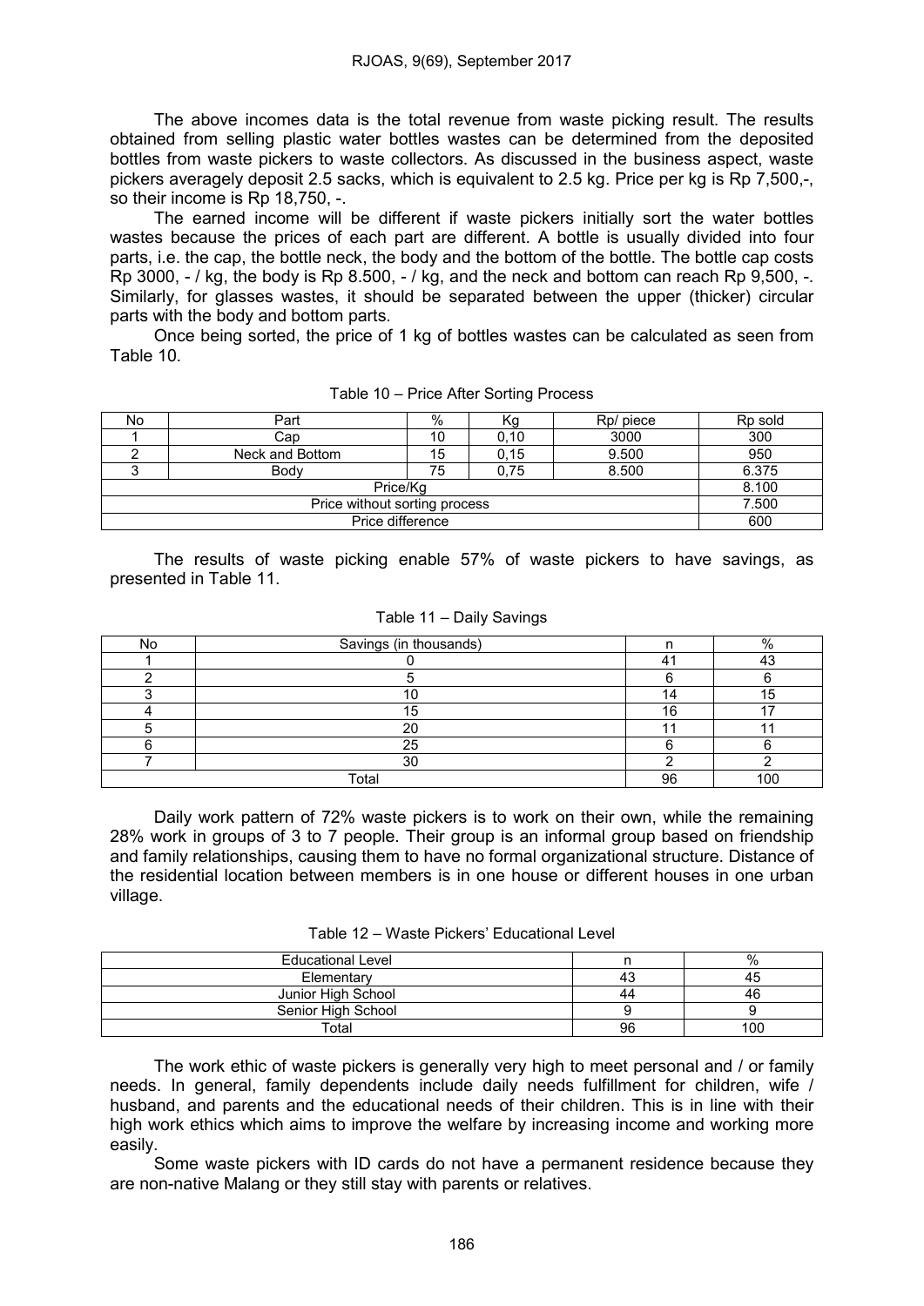The above incomes data is the total revenue from waste picking result. The results obtained from selling plastic water bottles wastes can be determined from the deposited bottles from waste pickers to waste collectors. As discussed in the business aspect, waste pickers averagely deposit 2.5 sacks, which is equivalent to 2.5 kg. Price per kg is Rp 7,500,-, so their income is Rp 18,750, -.

The earned income will be different if waste pickers initially sort the water bottles wastes because the prices of each part are different. A bottle is usually divided into four parts, i.e. the cap, the bottle neck, the body and the bottom of the bottle. The bottle cap costs Rp 3000, - / kg, the body is Rp 8.500, - / kg, and the neck and bottom can reach Rp 9,500, -. Similarly, for glasses wastes, it should be separated between the upper (thicker) circular parts with the body and bottom parts.

Once being sorted, the price of 1 kg of bottles wastes can be calculated as seen from Table 10.

Table 10 – Price After Sorting Process

| No | Part | % | Kg | Rp/ piece | Rp sold |
|---|---|---|---|---|---|
| 1 | Cap | 10 | 0,10 | 3000 | 300 |
| 2 | Neck and Bottom | 15 | 0,15 | 9.500 | 950 |
| 3 | Body | 75 | 0,75 | 8.500 | 6.375 |
| Price/Kg | | | | | 8.100 |
| Price without sorting process | | | | | 7.500 |
| Price difference | | | | | 600 |

The results of waste picking enable 57% of waste pickers to have savings, as presented in Table 11.

Table 11 – Daily Savings

| No | Savings (in thousands) | n | % |
|---|---|---|---|
| 1 | 0 | 41 | 43 |
| 2 | 5 | 6 | 6 |
| 3 | 10 | 14 | 15 |
| 4 | 15 | 16 | 17 |
| 5 | 20 | 11 | 11 |
| 6 | 25 | 6 | 6 |
| 7 | 30 | 2 | 2 |
| Total | | 96 | 100 |

Daily work pattern of 72% waste pickers is to work on their own, while the remaining 28% work in groups of 3 to 7 people. Their group is an informal group based on friendship and family relationships, causing them to have no formal organizational structure. Distance of the residential location between members is in one house or different houses in one urban village.

Table 12 – Waste Pickers' Educational Level

| Educational Level | n | % |
|---|---|---|
| Elementary | 43 | 45 |
| Junior High School | 44 | 46 |
| Senior High School | 9 | 9 |
| Total | 96 | 100 |

The work ethic of waste pickers is generally very high to meet personal and / or family needs. In general, family dependents include daily needs fulfillment for children, wife / husband, and parents and the educational needs of their children. This is in line with their high work ethics which aims to improve the welfare by increasing income and working more easily.

Some waste pickers with ID cards do not have a permanent residence because they are non-native Malang or they still stay with parents or relatives.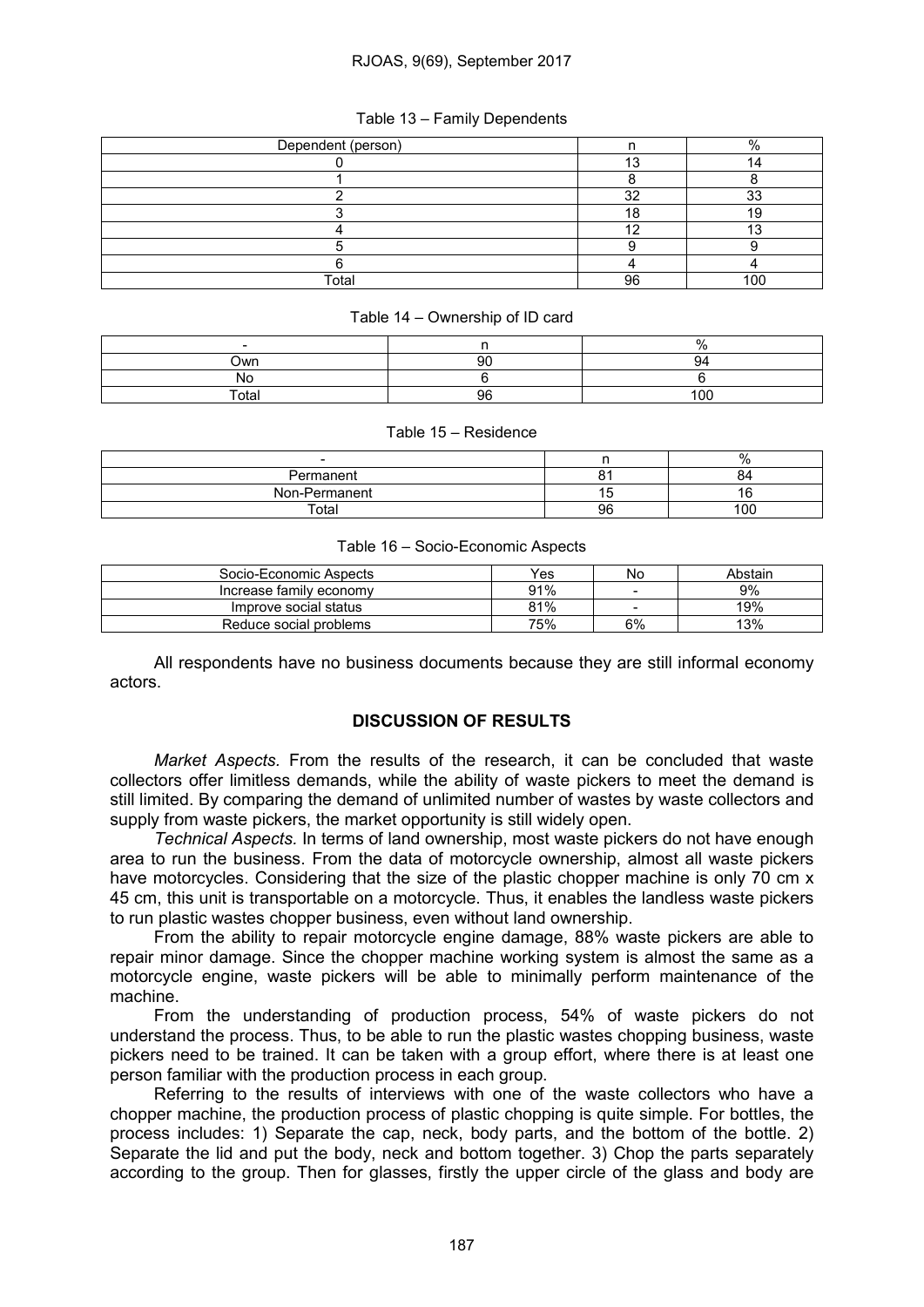Table 13 – Family Dependents

| Dependent (person) | n | % |
|---|---|---|
| 0 | 13 | 14 |
| 1 | 8 | 8 |
| 2 | 32 | 33 |
| 3 | 18 | 19 |
| 4 | 12 | 13 |
| 5 | 9 | 9 |
| 6 | 4 | 4 |
| Total | 96 | 100 |

Table 14 – Ownership of ID card

| - | n | % |
|---|---|---|
| Own | 90 | 94 |
| No | 6 | 6 |
| Total | 96 | 100 |

Table 15 – Residence

| - | n | % |
|---|---|---|
| Permanent | 81 | 84 |
| Non-Permanent | 15 | 16 |
| Total | 96 | 100 |

Table 16 – Socio-Economic Aspects

| Socio-Economic Aspects | Yes | No | Abstain |
|---|---|---|---|
| Increase family economy | 91% | - | 9% |
| Improve social status | 81% | - | 19% |
| Reduce social problems | 75% | 6% | 13% |

All respondents have no business documents because they are still informal economy actors.

## DISCUSSION OF RESULTS

*Market Aspects.* From the results of the research, it can be concluded that waste collectors offer limitless demands, while the ability of waste pickers to meet the demand is still limited. By comparing the demand of unlimited number of wastes by waste collectors and supply from waste pickers, the market opportunity is still widely open.

*Technical Aspects.* In terms of land ownership, most waste pickers do not have enough area to run the business. From the data of motorcycle ownership, almost all waste pickers have motorcycles. Considering that the size of the plastic chopper machine is only 70 cm x 45 cm, this unit is transportable on a motorcycle. Thus, it enables the landless waste pickers to run plastic wastes chopper business, even without land ownership.

From the ability to repair motorcycle engine damage, 88% waste pickers are able to repair minor damage. Since the chopper machine working system is almost the same as a motorcycle engine, waste pickers will be able to minimally perform maintenance of the machine.

From the understanding of production process, 54% of waste pickers do not understand the process. Thus, to be able to run the plastic wastes chopping business, waste pickers need to be trained. It can be taken with a group effort, where there is at least one person familiar with the production process in each group.

Referring to the results of interviews with one of the waste collectors who have a chopper machine, the production process of plastic chopping is quite simple. For bottles, the process includes: 1) Separate the cap, neck, body parts, and the bottom of the bottle. 2) Separate the lid and put the body, neck and bottom together. 3) Chop the parts separately according to the group. Then for glasses, firstly the upper circle of the glass and body are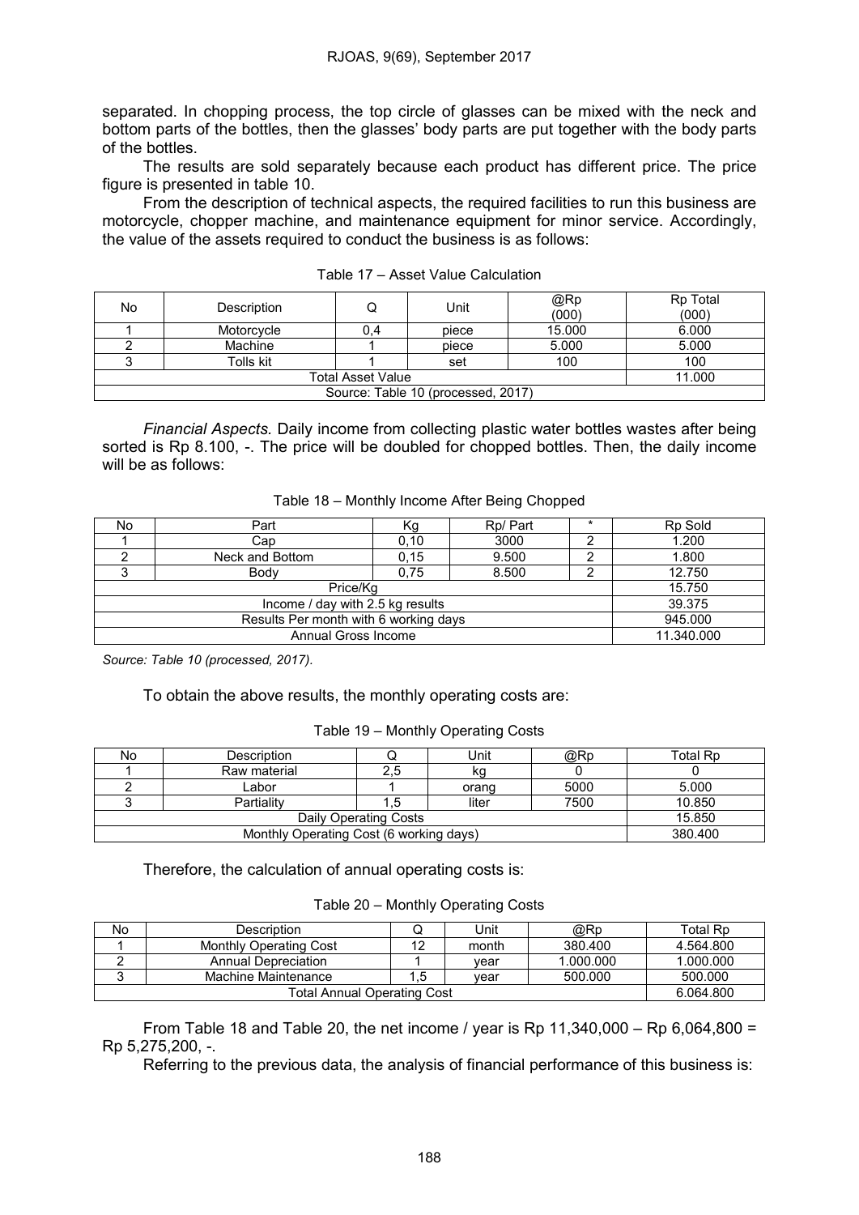separated. In chopping process, the top circle of glasses can be mixed with the neck and bottom parts of the bottles, then the glasses' body parts are put together with the body parts of the bottles.

The results are sold separately because each product has different price. The price figure is presented in table 10.

From the description of technical aspects, the required facilities to run this business are motorcycle, chopper machine, and maintenance equipment for minor service. Accordingly, the value of the assets required to conduct the business is as follows:

Table 17 – Asset Value Calculation

| No | Description | Q | Unit | @Rp (000) | Rp Total (000) |
|---|---|---|---|---|---|
| 1 | Motorcycle | 0,4 | piece | 15.000 | 6.000 |
| 2 | Machine | 1 | piece | 5.000 | 5.000 |
| 3 | Tolls kit | 1 | set | 100 | 100 |
| Total Asset Value | | | | | 11.000 |
| Source: Table 10 (processed, 2017) | | | | | |

*Financial Aspects.* Daily income from collecting plastic water bottles wastes after being sorted is Rp 8.100, -. The price will be doubled for chopped bottles. Then, the daily income will be as follows:

Table 18 – Monthly Income After Being Chopped

| No | Part | Kg | Rp/ Part | * | Rp Sold |
|---|---|---|---|---|---|
| 1 | Cap | 0,10 | 3000 | 2 | 1.200 |
| 2 | Neck and Bottom | 0,15 | 9.500 | 2 | 1.800 |
| 3 | Body | 0,75 | 8.500 | 2 | 12.750 |
| Price/Kg | | | | | 15.750 |
| Income / day with 2.5 kg results | | | | | 39.375 |
| Results Per month with 6 working days | | | | | 945.000 |
| Annual Gross Income | | | | | 11.340.000 |

*Source: Table 10 (processed, 2017).*

To obtain the above results, the monthly operating costs are:

Table 19 – Monthly Operating Costs

| No | Description | Q | Unit | @Rp | Total Rp |
|---|---|---|---|---|---|
| 1 | Raw material | 2,5 | kg | 0 | 0 |
| 2 | Labor | 1 | orang | 5000 | 5.000 |
| 3 | Partiality | 1,5 | liter | 7500 | 10.850 |
| Daily Operating Costs | | | | | 15.850 |
| Monthly Operating Cost (6 working days) | | | | | 380.400 |

Therefore, the calculation of annual operating costs is:

Table 20 – Monthly Operating Costs

| No | Description | Q | Unit | @Rp | Total Rp |
|---|---|---|---|---|---|
| 1 | Monthly Operating Cost | 12 | month | 380.400 | 4.564.800 |
| 2 | Annual Depreciation | 1 | year | 1.000.000 | 1.000.000 |
| 3 | Machine Maintenance | 1,5 | year | 500.000 | 500.000 |
| Total Annual Operating Cost | | | | | 6.064.800 |

From Table 18 and Table 20, the net income / year is Rp 11,340,000 – Rp 6,064,800 = Rp 5,275,200, -.

Referring to the previous data, the analysis of financial performance of this business is: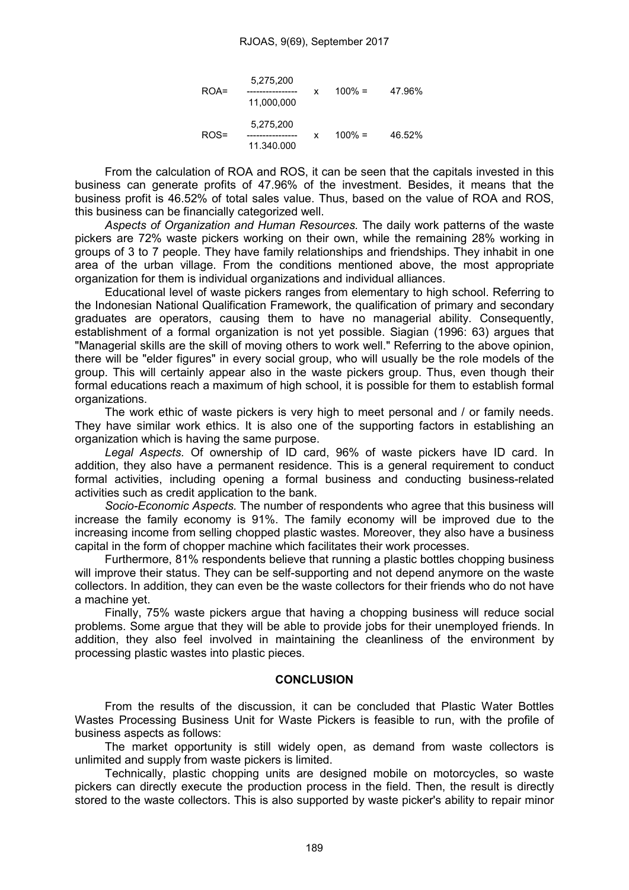$$ROA = \frac{5,275,200}{11,000,000} \times 100\% = 47.96\%$$

$$ROS = \frac{5,275,200}{11.340.000} \times 100\% = 46.52\%$$

From the calculation of ROA and ROS, it can be seen that the capitals invested in this business can generate profits of 47.96% of the investment. Besides, it means that the business profit is 46.52% of total sales value. Thus, based on the value of ROA and ROS, this business can be financially categorized well.

*Aspects of Organization and Human Resources.* The daily work patterns of the waste pickers are 72% waste pickers working on their own, while the remaining 28% working in groups of 3 to 7 people. They have family relationships and friendships. They inhabit in one area of the urban village. From the conditions mentioned above, the most appropriate organization for them is individual organizations and individual alliances.

Educational level of waste pickers ranges from elementary to high school. Referring to the Indonesian National Qualification Framework, the qualification of primary and secondary graduates are operators, causing them to have no managerial ability. Consequently, establishment of a formal organization is not yet possible. Siagian (1996: 63) argues that "Managerial skills are the skill of moving others to work well." Referring to the above opinion, there will be "elder figures" in every social group, who will usually be the role models of the group. This will certainly appear also in the waste pickers group. Thus, even though their formal educations reach a maximum of high school, it is possible for them to establish formal organizations.

The work ethic of waste pickers is very high to meet personal and / or family needs. They have similar work ethics. It is also one of the supporting factors in establishing an organization which is having the same purpose.

*Legal Aspects.* Of ownership of ID card, 96% of waste pickers have ID card. In addition, they also have a permanent residence. This is a general requirement to conduct formal activities, including opening a formal business and conducting business-related activities such as credit application to the bank.

*Socio-Economic Aspects.* The number of respondents who agree that this business will increase the family economy is 91%. The family economy will be improved due to the increasing income from selling chopped plastic wastes. Moreover, they also have a business capital in the form of chopper machine which facilitates their work processes.

Furthermore, 81% respondents believe that running a plastic bottles chopping business will improve their status. They can be self-supporting and not depend anymore on the waste collectors. In addition, they can even be the waste collectors for their friends who do not have a machine yet.

Finally, 75% waste pickers argue that having a chopping business will reduce social problems. Some argue that they will be able to provide jobs for their unemployed friends. In addition, they also feel involved in maintaining the cleanliness of the environment by processing plastic wastes into plastic pieces.

## CONCLUSION

From the results of the discussion, it can be concluded that Plastic Water Bottles Wastes Processing Business Unit for Waste Pickers is feasible to run, with the profile of business aspects as follows:

The market opportunity is still widely open, as demand from waste collectors is unlimited and supply from waste pickers is limited.

Technically, plastic chopping units are designed mobile on motorcycles, so waste pickers can directly execute the production process in the field. Then, the result is directly stored to the waste collectors. This is also supported by waste picker's ability to repair minor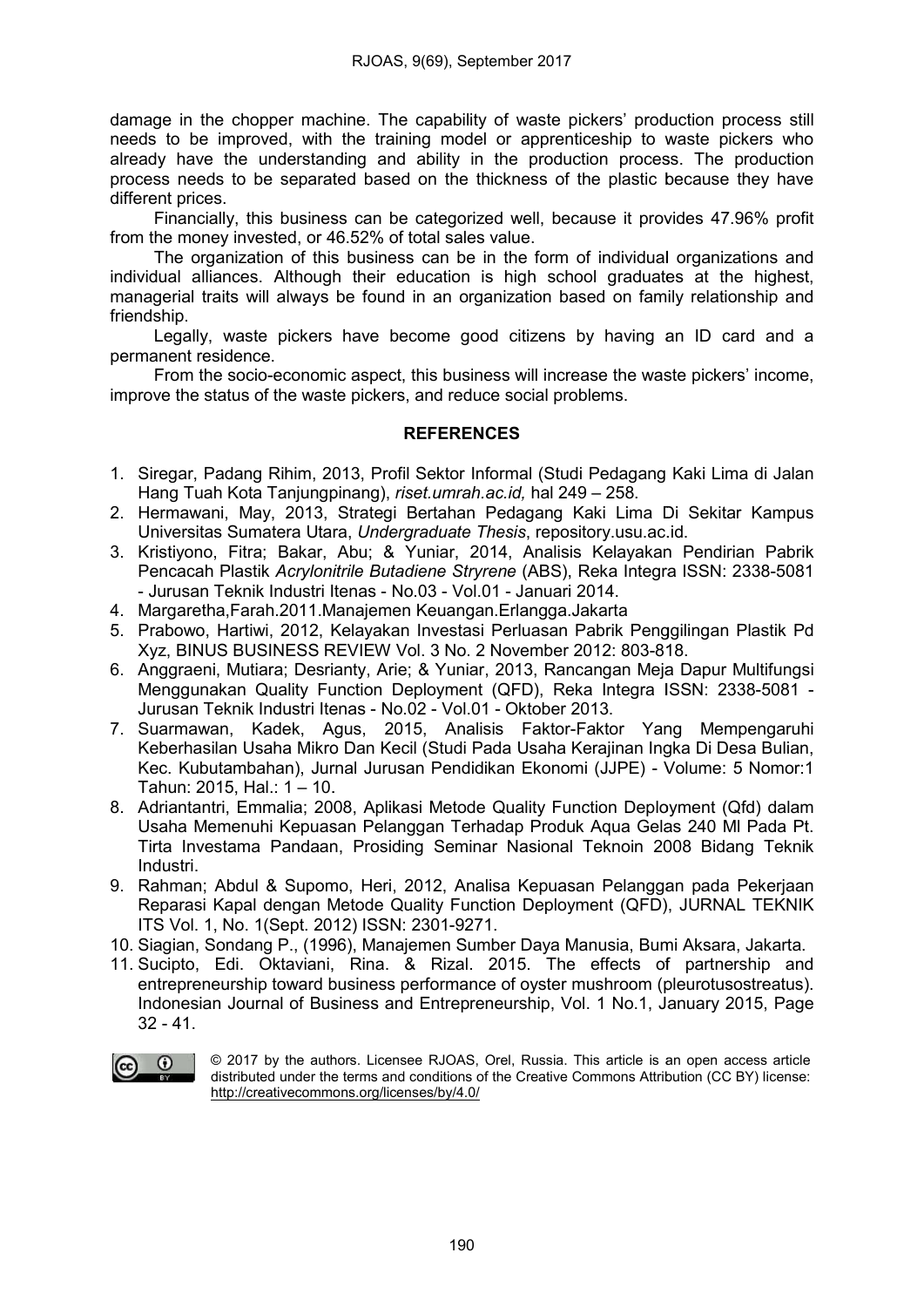damage in the chopper machine. The capability of waste pickers' production process still needs to be improved, with the training model or apprenticeship to waste pickers who already have the understanding and ability in the production process. The production process needs to be separated based on the thickness of the plastic because they have different prices.

Financially, this business can be categorized well, because it provides 47.96% profit from the money invested, or 46.52% of total sales value.

The organization of this business can be in the form of individual organizations and individual alliances. Although their education is high school graduates at the highest, managerial traits will always be found in an organization based on family relationship and friendship.

Legally, waste pickers have become good citizens by having an ID card and a permanent residence.

From the socio-economic aspect, this business will increase the waste pickers' income, improve the status of the waste pickers, and reduce social problems.

## REFERENCES

1. Siregar, Padang Rihim, 2013, Profil Sektor Informal (Studi Pedagang Kaki Lima di Jalan Hang Tuah Kota Tanjungpinang), *riset.umrah.ac.id,* hal 249 – 258.
2. Hermawani, May, 2013, Strategi Bertahan Pedagang Kaki Lima Di Sekitar Kampus Universitas Sumatera Utara, *Undergraduate Thesis*, repository.usu.ac.id.
3. Kristiyono, Fitra; Bakar, Abu; & Yuniar, 2014, Analisis Kelayakan Pendirian Pabrik Pencacah Plastik *Acrylonitrile Butadiene Stryrene* (ABS), Reka Integra ISSN: 2338-5081 - Jurusan Teknik Industri Itenas - No.03 - Vol.01 - Januari 2014.
4. Margaretha,Farah.2011.Manajemen Keuangan.Erlangga.Jakarta
5. Prabowo, Hartiwi, 2012, Kelayakan Investasi Perluasan Pabrik Penggilingan Plastik Pd Xyz, BINUS BUSINESS REVIEW Vol. 3 No. 2 November 2012: 803-818.
6. Anggraeni, Mutiara; Desrianty, Arie; & Yuniar, 2013, Rancangan Meja Dapur Multifungsi Menggunakan Quality Function Deployment (QFD), Reka Integra ISSN: 2338-5081 - Jurusan Teknik Industri Itenas - No.02 - Vol.01 - Oktober 2013.
7. Suarmawan, Kadek, Agus, 2015, Analisis Faktor-Faktor Yang Mempengaruhi Keberhasilan Usaha Mikro Dan Kecil (Studi Pada Usaha Kerajinan Ingka Di Desa Bulian, Kec. Kubutambahan), Jurnal Jurusan Pendidikan Ekonomi (JJPE) - Volume: 5 Nomor:1 Tahun: 2015, Hal.: 1 – 10.
8. Adriantantri, Emmalia; 2008, Aplikasi Metode Quality Function Deployment (Qfd) dalam Usaha Memenuhi Kepuasan Pelanggan Terhadap Produk Aqua Gelas 240 Ml Pada Pt. Tirta Investama Pandaan, Prosiding Seminar Nasional Teknoin 2008 Bidang Teknik Industri.
9. Rahman; Abdul & Supomo, Heri, 2012, Analisa Kepuasan Pelanggan pada Pekerjaan Reparasi Kapal dengan Metode Quality Function Deployment (QFD), JURNAL TEKNIK ITS Vol. 1, No. 1(Sept. 2012) ISSN: 2301-9271.
10. Siagian, Sondang P., (1996), Manajemen Sumber Daya Manusia, Bumi Aksara, Jakarta.
11. Sucipto, Edi. Oktaviani, Rina. & Rizal. 2015. The effects of partnership and entrepreneurship toward business performance of oyster mushroom (pleurotusostreatus). Indonesian Journal of Business and Entrepreneurship, Vol. 1 No.1, January 2015, Page 32 - 41.

© 2017 by the authors. Licensee RJOAS, Orel, Russia. This article is an open access article distributed under the terms and conditions of the Creative Commons Attribution (CC BY) license: http://creativecommons.org/licenses/by/4.0/